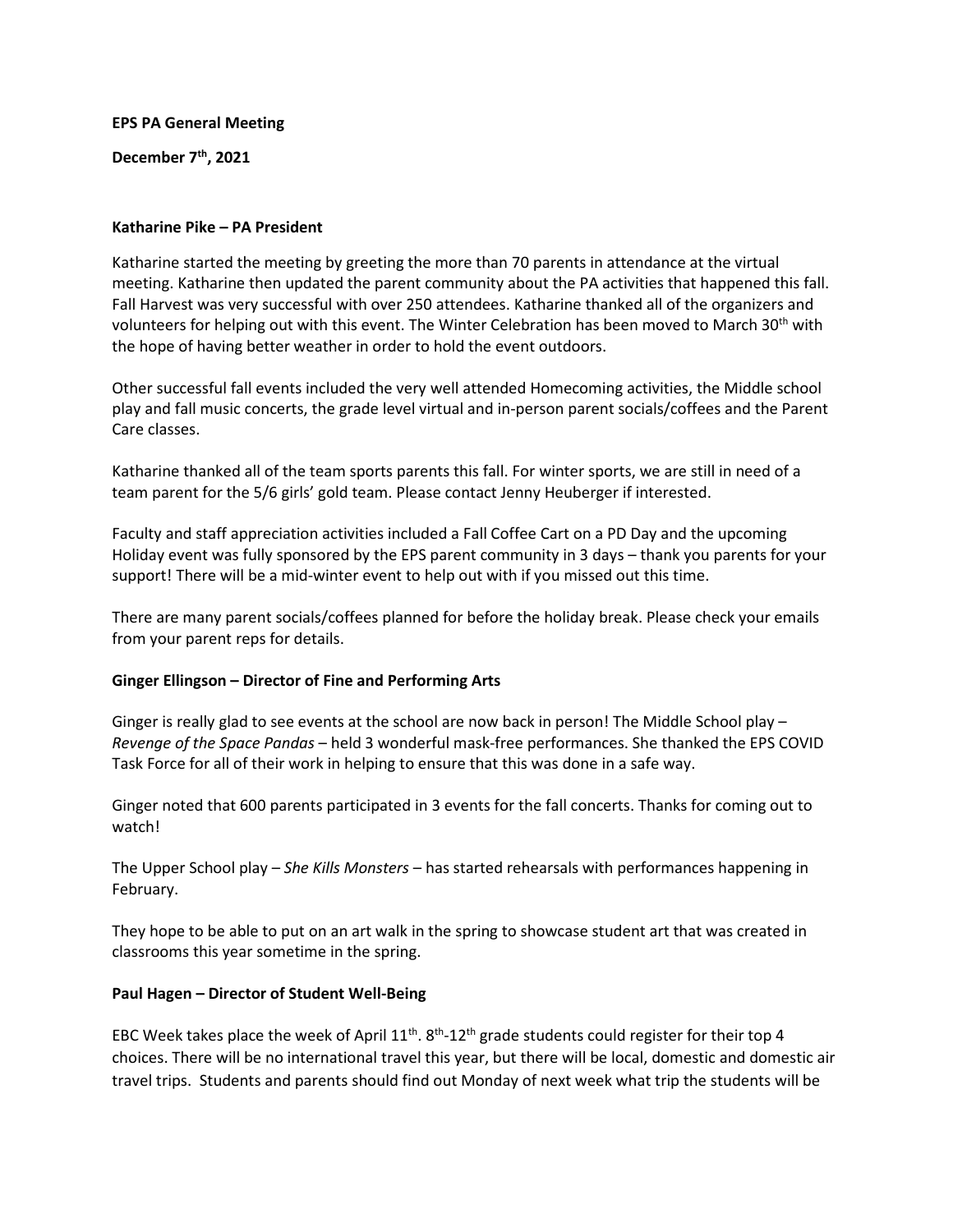**EPS PA General Meeting**

**December 7th, 2021**

**Katharine Pike – PA President**

Katharine started the meeting by greeting the more than 70 parents in attendance at the virtual meeting. Katharine then updated the parent community about the PA activities that happened this fall. Fall Harvest was very successful with over 250 attendees. Katharine thanked all of the organizers and volunteers for helping out with this event. The Winter Celebration has been moved to March 30th with the hope of having better weather in order to hold the event outdoors.

Other successful fall events included the very well attended Homecoming activities, the Middle school play and fall music concerts, the grade level virtual and in-person parent socials/coffees and the Parent Care classes.

Katharine thanked all of the team sports parents this fall. For winter sports, we are still in need of a team parent for the 5/6 girls' gold team. Please contact Jenny Heuberger if interested.

Faculty and staff appreciation activities included a Fall Coffee Cart on a PD Day and the upcoming Holiday event was fully sponsored by the EPS parent community in 3 days – thank you parents for your support! There will be a mid-winter event to help out with if you missed out this time.

There are many parent socials/coffees planned for before the holiday break. Please check your emails from your parent reps for details.

**Ginger Ellingson – Director of Fine and Performing Arts**

Ginger is really glad to see events at the school are now back in person! The Middle School play – *Revenge of the Space Pandas* – held 3 wonderful mask-free performances. She thanked the EPS COVID Task Force for all of their work in helping to ensure that this was done in a safe way.

Ginger noted that 600 parents participated in 3 events for the fall concerts. Thanks for coming out to watch!

The Upper School play – *She Kills Monsters* – has started rehearsals with performances happening in February.

They hope to be able to put on an art walk in the spring to showcase student art that was created in classrooms this year sometime in the spring.

**Paul Hagen – Director of Student Well-Being**

EBC Week takes place the week of April 11th. 8th-12th grade students could register for their top 4 choices. There will be no international travel this year, but there will be local, domestic and domestic air travel trips. Students and parents should find out Monday of next week what trip the students will be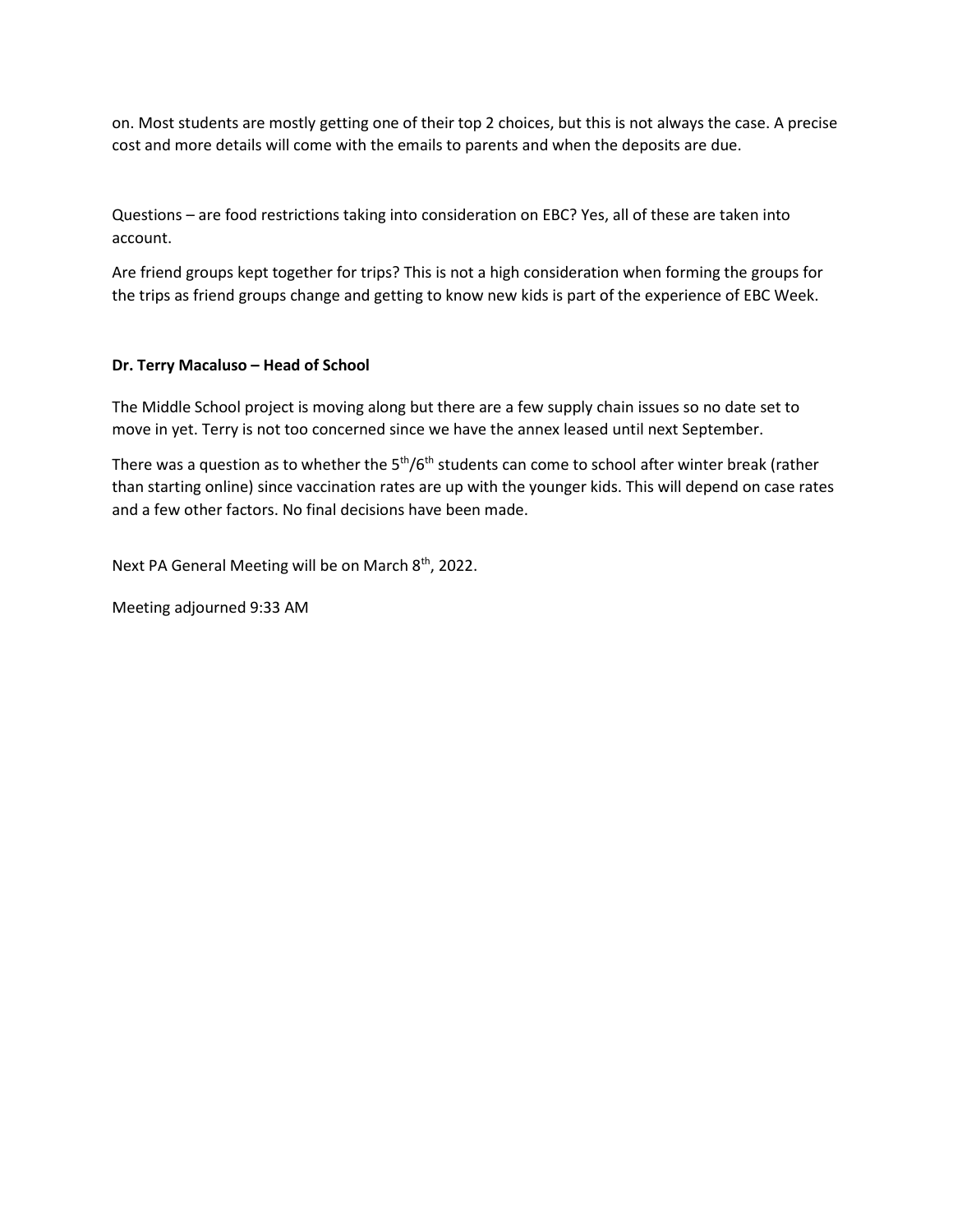on. Most students are mostly getting one of their top 2 choices, but this is not always the case. A precise cost and more details will come with the emails to parents and when the deposits are due.

Questions – are food restrictions taking into consideration on EBC? Yes, all of these are taken into account.

Are friend groups kept together for trips? This is not a high consideration when forming the groups for the trips as friend groups change and getting to know new kids is part of the experience of EBC Week.

**Dr. Terry Macaluso – Head of School**

The Middle School project is moving along but there are a few supply chain issues so no date set to move in yet. Terry is not too concerned since we have the annex leased until next September.

There was a question as to whether the 5th/6th students can come to school after winter break (rather than starting online) since vaccination rates are up with the younger kids. This will depend on case rates and a few other factors. No final decisions have been made.

Next PA General Meeting will be on March 8th, 2022.

Meeting adjourned 9:33 AM